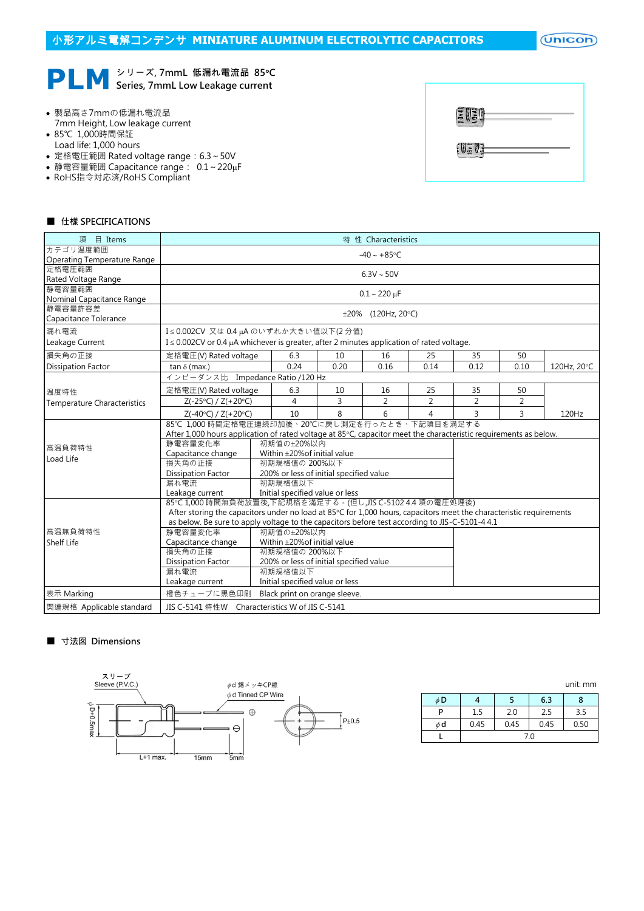# 小形アルミ電解コンデンサ MINIATURE ALUMINUM ELECTROLYTIC CAPACITORS

Unicon

# PLM シリーズ, 7mmL 低漏れ電流品 85°C Series, 7mmL Low Leakage current

- 製品高さ7mmの低漏れ電流品
  7mm Height, Low leakage current
- 85℃ 1,000時間保証
  Load life: 1,000 hours
- 定格電圧範囲 Rated voltage range：6.3 ~ 50V
- 静電容量範囲 Capacitance range： 0.1 ~ 220μF
- RoHS指令対応済/RoHS Compliant

## ■ 仕様 SPECIFICATIONS

| 項 目 Items | 特 性 Characteristics | | | | | | |
|---|---|---|---|---|---|---|---|
| カテゴリ温度範囲 Operating Temperature Range | -40 ~ +85°C | | | | | | |
| 定格電圧範囲 Rated Voltage Range | 6.3V ~ 50V | | | | | | |
| 静電容量範囲 Nominal Capacitance Range | 0.1 ~ 220 μF | | | | | | |
| 静電容量許容差 Capacitance Tolerance | ±20% (120Hz, 20°C) | | | | | | |
| 漏れ電流 Leakage Current | I≤0.002CV 又は 0.4 μA のいずれか大きい値以下(2 分後) I≤0.002CV or 0.4 μA whichever is greater, after 2 minutes application of rated voltage. | | | | | | |
| 損失角の正接 Dissipation Factor | 定格電圧(V) Rated voltage | 6.3 | 10 | 16 | 25 | 35 | 50 |
| | tan δ (max.) | 0.24 | 0.20 | 0.16 | 0.14 | 0.12 | 0.10 (120Hz, 20°C) |
| 温度特性 Temperature Characteristics | インピーダンス比 Impedance Ratio /120 Hz | | | | | | |
| | 定格電圧(V) Rated voltage | 6.3 | 10 | 16 | 25 | 35 | 50 |
| | Z(-25°C) / Z(+20°C) | 4 | 3 | 2 | 2 | 2 | 2 |
| | Z(-40°C) / Z(+20°C) | 10 | 8 | 6 | 4 | 3 | 3 (120Hz) |
| 高温負荷特性 Load Life | 85℃ 1,000 時間定格電圧連続印加後、20℃に戻し測定を行ったとき、下記項目を満足する After 1,000 hours application of rated voltage at 85°C, capacitor meet the characteristic requirements as below. | | | | | | |
| | 静電容量変化率 Capacitance change | 初期値の±20%以内 Within ±20%of initial value | | | | | |
| | 損失角の正接 Dissipation Factor | 初期規格値の 200%以下 200% or less of initial specified value | | | | | |
| | 漏れ電流 Leakage current | 初期規格値以下 Initial specified value or less | | | | | |
| 高温無負荷特性 Shelf Life | 85°C 1,000 時間無負荷放置後,下記規格を満足する。(但し,JIS C-5102 4.4 項の電圧処理後) After storing the capacitors under no load at 85°C for 1,000 hours, capacitors meet the characteristic requirements as below. Be sure to apply voltage to the capacitors before test according to JIS-C-5101-4 4.1 | | | | | | |
| | 静電容量変化率 Capacitance change | 初期値の±20%以内 Within ±20%of initial value | | | | | |
| | 損失角の正接 Dissipation Factor | 初期規格値の 200%以下 200% or less of initial specified value | | | | | |
| | 漏れ電流 Leakage current | 初期規格値以下 Initial specified value or less | | | | | |
| 表示 Marking | 橙色チューブに黒色印刷 Black print on orange sleeve. | | | | | | |
| 関連規格 Applicable standard | JIS C-5141 特性W Characteristics W of JIS C-5141 | | | | | | |

## ■ 寸法図 Dimensions

スリーブ Sleeve (P.V.C.)

φd 錫メッキCP線 φd Tinned CP Wire

φD+0.5max, L+1 max., 15mm, 5mm, P±0.5

unit: mm

| φD | 4 | 5 | 6.3 | 8 |
|---|---|---|---|---|
| P | 1.5 | 2.0 | 2.5 | 3.5 |
| φd | 0.45 | 0.45 | 0.45 | 0.50 |
| L | 7.0 | | | |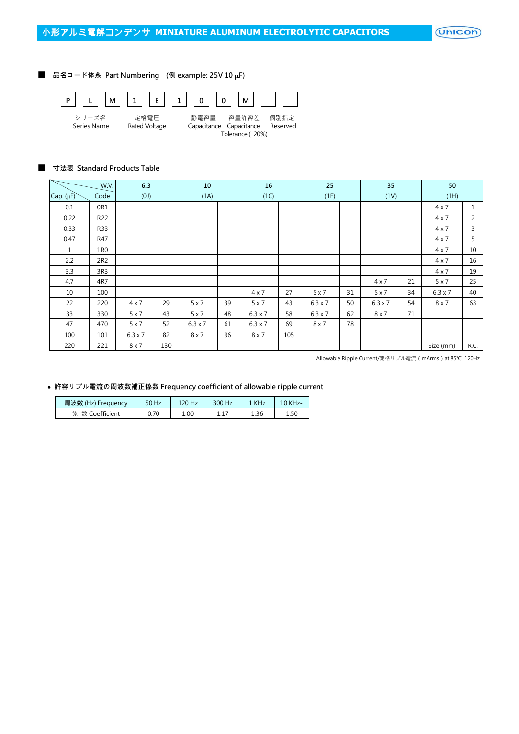# 小形アルミ電解コンデンサ MINIATURE ALUMINUM ELECTROLYTIC CAPACITORS

■ 品名コード体系 Part Numbering (例 example: 25V 10 µF)

| P | L | M | 1 | E | 1 | 0 | 0 | M | | |
|---|---|---|---|---|---|---|---|---|---|---|

- P L M: シリーズ名 Series Name
- 1 E: 定格電圧 Rated Voltage
- 1 0 0: 静電容量 Capacitance
- M: 容量許容差 Capacitance Tolerance (±20%)
- (last two boxes): 個別指定 Reserved

■ 寸法表 Standard Products Table

| Cap. (µF) \ W.V. | Code | 6.3 (0J) | | 10 (1A) | | 16 (1C) | | 25 (1E) | | 35 (1V) | | 50 (1H) | |
|---|---|---|---|---|---|---|---|---|---|---|---|---|---|
| 0.1 | 0R1 | | | | | | | | | | | 4 x 7 | 1 |
| 0.22 | R22 | | | | | | | | | | | 4 x 7 | 2 |
| 0.33 | R33 | | | | | | | | | | | 4 x 7 | 3 |
| 0.47 | R47 | | | | | | | | | | | 4 x 7 | 5 |
| 1 | 1R0 | | | | | | | | | | | 4 x 7 | 10 |
| 2.2 | 2R2 | | | | | | | | | | | 4 x 7 | 16 |
| 3.3 | 3R3 | | | | | | | | | | | 4 x 7 | 19 |
| 4.7 | 4R7 | | | | | | | | | 4 x 7 | 21 | 5 x 7 | 25 |
| 10 | 100 | | | | | 4 x 7 | 27 | 5 x 7 | 31 | 5 x 7 | 34 | 6.3 x 7 | 40 |
| 22 | 220 | 4 x 7 | 29 | 5 x 7 | 39 | 5 x 7 | 43 | 6.3 x 7 | 50 | 6.3 x 7 | 54 | 8 x 7 | 63 |
| 33 | 330 | 5 x 7 | 43 | 5 x 7 | 48 | 6.3 x 7 | 58 | 6.3 x 7 | 62 | 8 x 7 | 71 | | |
| 47 | 470 | 5 x 7 | 52 | 6.3 x 7 | 61 | 6.3 x 7 | 69 | 8 x 7 | 78 | | | | |
| 100 | 101 | 6.3 x 7 | 82 | 8 x 7 | 96 | 8 x 7 | 105 | | | | | | |
| 220 | 221 | 8 x 7 | 130 | | | | | | | | | Size (mm) | R.C. |

Allowable Ripple Current/定格リプル電流 ( mArms ) at 85℃ 120Hz

• 許容リプル電流の周波数補正係数 Frequency coefficient of allowable ripple current

| 周波数 (Hz) Frequency | 50 Hz | 120 Hz | 300 Hz | 1 KHz | 10 KHz~ |
|---|---|---|---|---|---|
| 係 数 Coefficient | 0.70 | 1.00 | 1.17 | 1.36 | 1.50 |